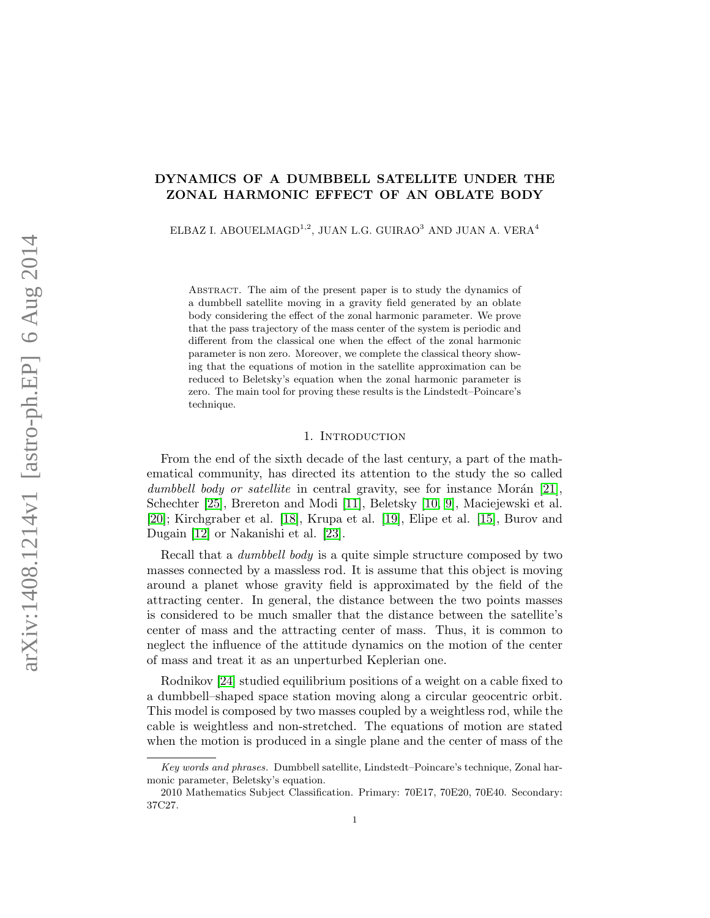# DYNAMICS OF A DUMBBELL SATELLITE UNDER THE ZONAL HARMONIC EFFECT OF AN OBLATE BODY

ELBAZ I. ABOUELMAGD[1,2], JUAN L.G. GUIRAO[3] AND JUAN A. VERA[4]

Abstract. The aim of the present paper is to study the dynamics of a dumbbell satellite moving in a gravity field generated by an oblate body considering the effect of the zonal harmonic parameter. We prove that the pass trajectory of the mass center of the system is periodic and different from the classical one when the effect of the zonal harmonic parameter is non zero. Moreover, we complete the classical theory showing that the equations of motion in the satellite approximation can be reduced to Beletsky's equation when the zonal harmonic parameter is zero. The main tool for proving these results is the Lindstedt–Poincare's technique.

## 1. Introduction

From the end of the sixth decade of the last century, a part of the mathematical community, has directed its attention to the study the so called *dumbbell body or satellite* in central gravity, see for instance Morán [21], Schechter [25], Brereton and Modi [11], Beletsky [10, 9], Maciejewski et al. [20]; Kirchgraber et al. [18], Krupa et al. [19], Elipe et al. [15], Burov and Dugain [12] or Nakanishi et al. [23].

Recall that a *dumbbell body* is a quite simple structure composed by two masses connected by a massless rod. It is assume that this object is moving around a planet whose gravity field is approximated by the field of the attracting center. In general, the distance between the two points masses is considered to be much smaller that the distance between the satellite's center of mass and the attracting center of mass. Thus, it is common to neglect the influence of the attitude dynamics on the motion of the center of mass and treat it as an unperturbed Keplerian one.

Rodnikov [24] studied equilibrium positions of a weight on a cable fixed to a dumbbell–shaped space station moving along a circular geocentric orbit. This model is composed by two masses coupled by a weightless rod, while the cable is weightless and non-stretched. The equations of motion are stated when the motion is produced in a single plane and the center of mass of the

*Key words and phrases.* Dumbbell satellite, Lindstedt–Poincare's technique, Zonal harmonic parameter, Beletsky's equation.

2010 Mathematics Subject Classification. Primary: 70E17, 70E20, 70E40. Secondary: 37C27.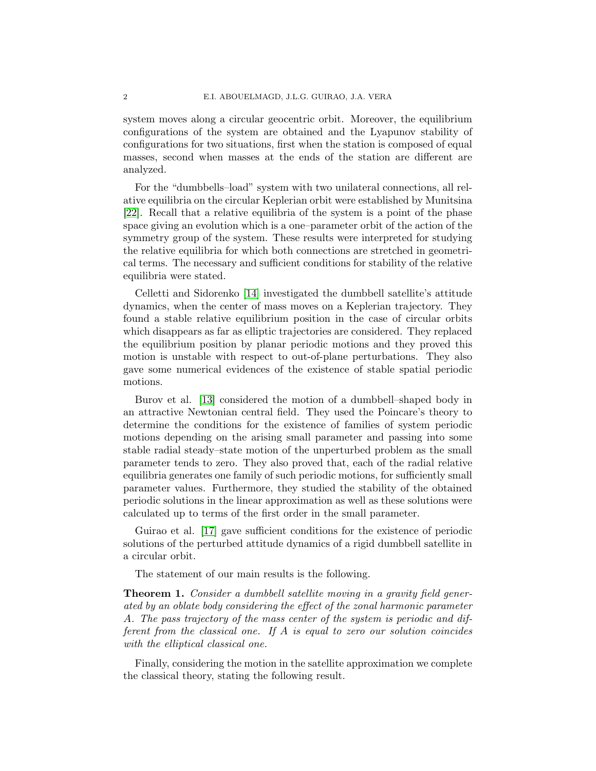system moves along a circular geocentric orbit. Moreover, the equilibrium configurations of the system are obtained and the Lyapunov stability of configurations for two situations, first when the station is composed of equal masses, second when masses at the ends of the station are different are analyzed.

For the "dumbbells–load" system with two unilateral connections, all relative equilibria on the circular Keplerian orbit were established by Munitsina [22]. Recall that a relative equilibria of the system is a point of the phase space giving an evolution which is a one–parameter orbit of the action of the symmetry group of the system. These results were interpreted for studying the relative equilibria for which both connections are stretched in geometrical terms. The necessary and sufficient conditions for stability of the relative equilibria were stated.

Celletti and Sidorenko [14] investigated the dumbbell satellite's attitude dynamics, when the center of mass moves on a Keplerian trajectory. They found a stable relative equilibrium position in the case of circular orbits which disappears as far as elliptic trajectories are considered. They replaced the equilibrium position by planar periodic motions and they proved this motion is unstable with respect to out-of-plane perturbations. They also gave some numerical evidences of the existence of stable spatial periodic motions.

Burov et al. [13] considered the motion of a dumbbell–shaped body in an attractive Newtonian central field. They used the Poincare's theory to determine the conditions for the existence of families of system periodic motions depending on the arising small parameter and passing into some stable radial steady–state motion of the unperturbed problem as the small parameter tends to zero. They also proved that, each of the radial relative equilibria generates one family of such periodic motions, for sufficiently small parameter values. Furthermore, they studied the stability of the obtained periodic solutions in the linear approximation as well as these solutions were calculated up to terms of the first order in the small parameter.

Guirao et al. [17] gave sufficient conditions for the existence of periodic solutions of the perturbed attitude dynamics of a rigid dumbbell satellite in a circular orbit.

The statement of our main results is the following.

**Theorem 1.** *Consider a dumbbell satellite moving in a gravity field generated by an oblate body considering the effect of the zonal harmonic parameter $A$. The pass trajectory of the mass center of the system is periodic and different from the classical one. If $A$ is equal to zero our solution coincides with the elliptical classical one.*

Finally, considering the motion in the satellite approximation we complete the classical theory, stating the following result.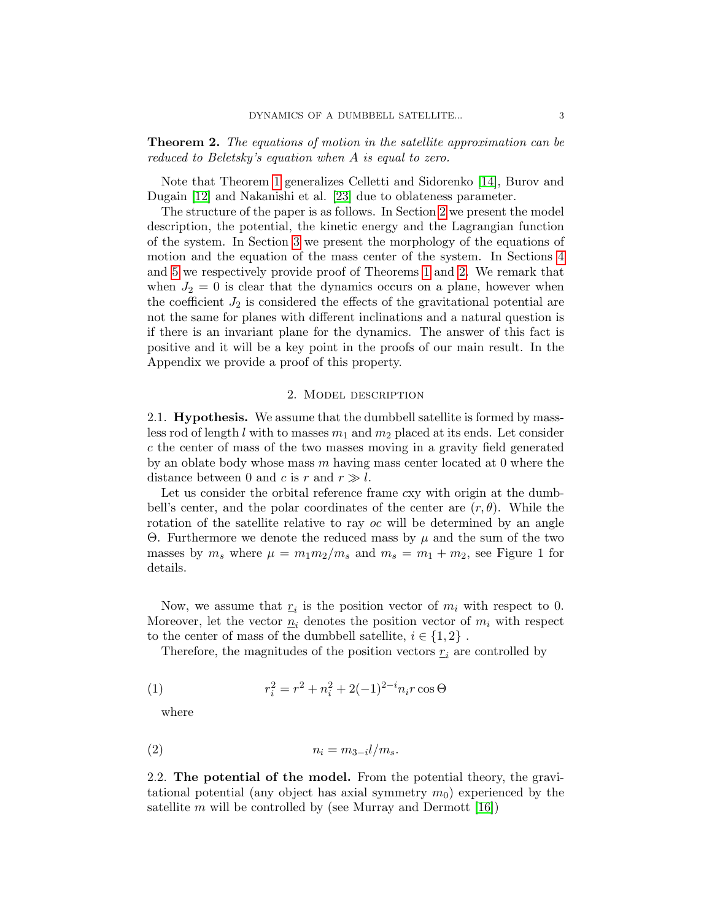**Theorem 2.** *The equations of motion in the satellite approximation can be reduced to Beletsky's equation when A is equal to zero.*

Note that Theorem 1 generalizes Celletti and Sidorenko [14], Burov and Dugain [12] and Nakanishi et al. [23] due to oblateness parameter.

The structure of the paper is as follows. In Section 2 we present the model description, the potential, the kinetic energy and the Lagrangian function of the system. In Section 3 we present the morphology of the equations of motion and the equation of the mass center of the system. In Sections 4 and 5 we respectively provide proof of Theorems 1 and 2. We remark that when $J_2 = 0$ is clear that the dynamics occurs on a plane, however when the coefficient $J_2$ is considered the effects of the gravitational potential are not the same for planes with different inclinations and a natural question is if there is an invariant plane for the dynamics. The answer of this fact is positive and it will be a key point in the proofs of our main result. In the Appendix we provide a proof of this property.

## 2. Model description

**2.1. Hypothesis.** We assume that the dumbbell satellite is formed by massless rod of length $l$ with to masses $m_1$ and $m_2$ placed at its ends. Let consider $c$ the center of mass of the two masses moving in a gravity field generated by an oblate body whose mass $m$ having mass center located at 0 where the distance between 0 and $c$ is $r$ and $r \gg l$.

Let us consider the orbital reference frame $cxy$ with origin at the dumbbell's center, and the polar coordinates of the center are $(r, \theta)$. While the rotation of the satellite relative to ray $oc$ will be determined by an angle $\Theta$. Furthermore we denote the reduced mass by $\mu$ and the sum of the two masses by $m_s$ where $\mu = m_1 m_2 / m_s$ and $m_s = m_1 + m_2$, see Figure 1 for details.

Now, we assume that $\underline{r}_i$ is the position vector of $m_i$ with respect to 0. Moreover, let the vector $\underline{n}_i$ denotes the position vector of $m_i$ with respect to the center of mass of the dumbbell satellite, $i \in \{1, 2\}$ .

Therefore, the magnitudes of the position vectors $\underline{r}_i$ are controlled by

$$r_i^2 = r^2 + n_i^2 + 2(-1)^{2-i} n_i r \cos\Theta \tag{1}$$

where

$$n_i = m_{3-i} l / m_s. \tag{2}$$

**2.2. The potential of the model.** From the potential theory, the gravitational potential (any object has axial symmetry $m_0$) experienced by the satellite $m$ will be controlled by (see Murray and Dermott [16])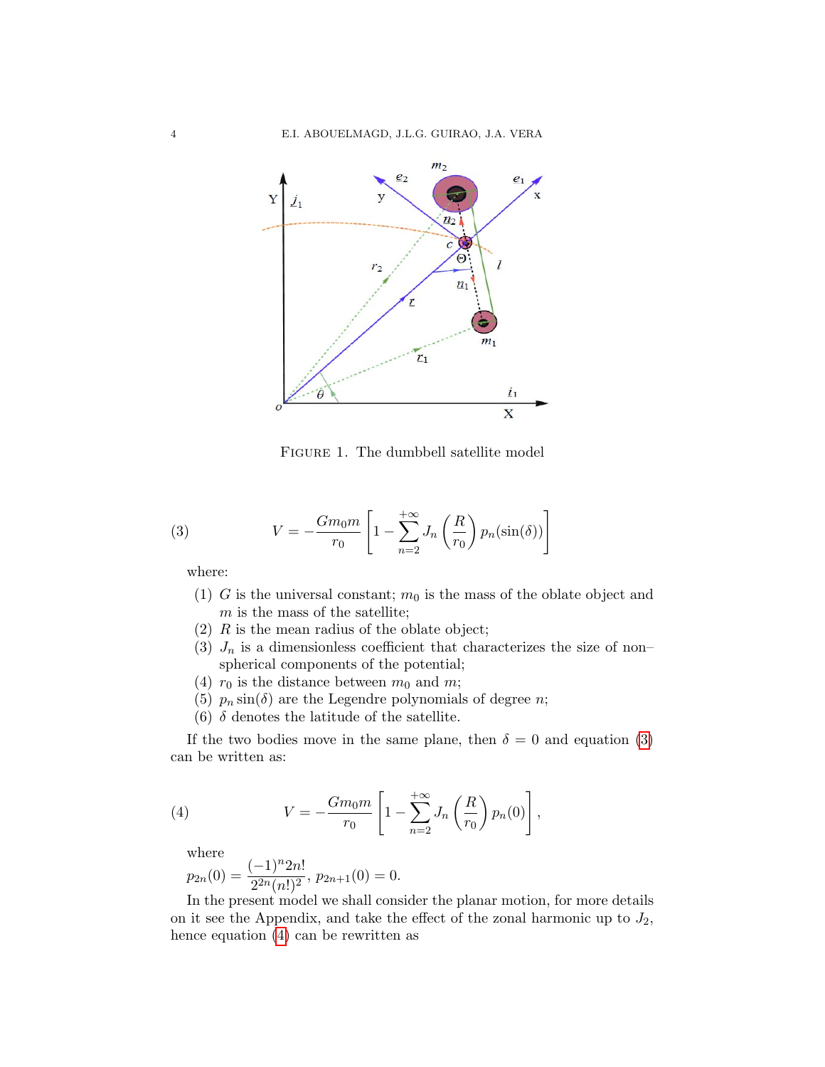FIGURE 1. The dumbbell satellite model

$$V = -\frac{Gm_0m}{r_0}\left[1 - \sum_{n=2}^{+\infty} J_n\left(\frac{R}{r_0}\right)p_n(\sin(\delta))\right] \tag{3}$$

where:

1. $G$ is the universal constant; $m_0$ is the mass of the oblate object and $m$ is the mass of the satellite;
2. $R$ is the mean radius of the oblate object;
3. $J_n$ is a dimensionless coefficient that characterizes the size of non–spherical components of the potential;
4. $r_0$ is the distance between $m_0$ and $m$;
5. $p_n \sin(\delta)$ are the Legendre polynomials of degree $n$;
6. $\delta$ denotes the latitude of the satellite.

If the two bodies move in the same plane, then $\delta = 0$ and equation (3) can be written as:

$$V = -\frac{Gm_0m}{r_0}\left[1 - \sum_{n=2}^{+\infty} J_n\left(\frac{R}{r_0}\right)p_n(0)\right], \tag{4}$$

where
$p_{2n}(0) = \dfrac{(-1)^n 2n!}{2^{2n}(n!)^2}$, $p_{2n+1}(0) = 0$.

In the present model we shall consider the planar motion, for more details on it see the Appendix, and take the effect of the zonal harmonic up to $J_2$, hence equation (4) can be rewritten as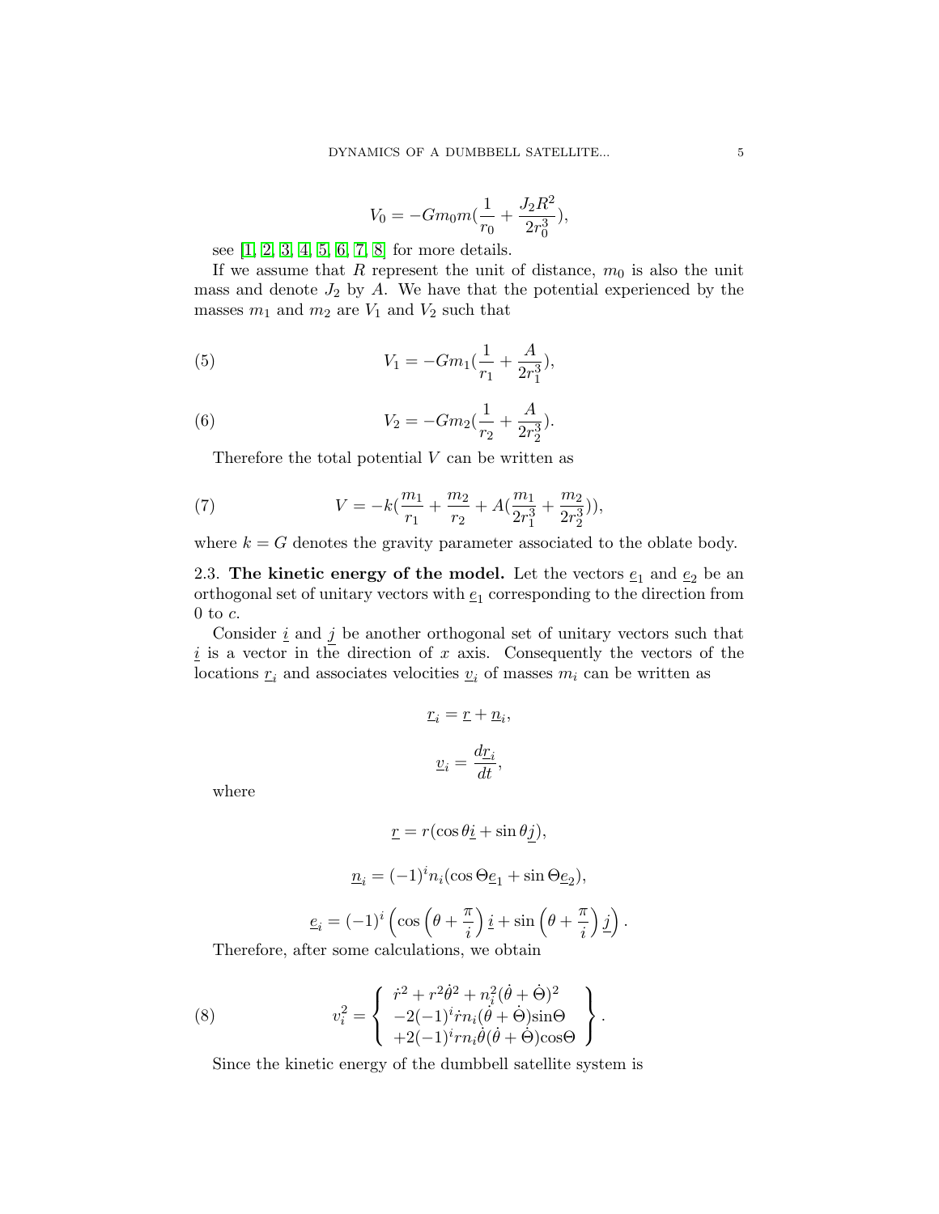$$V_0 = -Gm_0m(\frac{1}{r_0} + \frac{J_2R^2}{2r_0^3}),$$

see [1, 2, 3, 4, 5, 6, 7, 8] for more details.

If we assume that $R$ represent the unit of distance, $m_0$ is also the unit mass and denote $J_2$ by $A$. We have that the potential experienced by the masses $m_1$ and $m_2$ are $V_1$ and $V_2$ such that

$$V_1 = -Gm_1(\frac{1}{r_1} + \frac{A}{2r_1^3}), \tag{5}$$

$$V_2 = -Gm_2(\frac{1}{r_2} + \frac{A}{2r_2^3}). \tag{6}$$

Therefore the total potential $V$ can be written as

$$V = -k(\frac{m_1}{r_1} + \frac{m_2}{r_2} + A(\frac{m_1}{2r_1^3} + \frac{m_2}{2r_2^3})), \tag{7}$$

where $k = G$ denotes the gravity parameter associated to the oblate body.

2.3. **The kinetic energy of the model.** Let the vectors $\underline{e}_1$ and $\underline{e}_2$ be an orthogonal set of unitary vectors with $\underline{e}_1$ corresponding to the direction from 0 to $c$.

Consider $\underline{i}$ and $\underline{j}$ be another orthogonal set of unitary vectors such that $\underline{i}$ is a vector in the direction of $x$ axis. Consequently the vectors of the locations $\underline{r}_i$ and associates velocities $\underline{v}_i$ of masses $m_i$ can be written as

$$\underline{r}_i = \underline{r} + \underline{n}_i,$$

$$\underline{v}_i = \frac{d\underline{r}_i}{dt},$$

where

$$\underline{r} = r(\cos\theta\underline{i} + \sin\theta\underline{j}),$$

$$\underline{n}_i = (-1)^i n_i(\cos\Theta\underline{e}_1 + \sin\Theta\underline{e}_2),$$

$$\underline{e}_i = (-1)^i\left(\cos\left(\theta + \frac{\pi}{i}\right)\underline{i} + \sin\left(\theta + \frac{\pi}{i}\right)\underline{j}\right).$$

Therefore, after some calculations, we obtain

$$v_i^2 = \left\{ \begin{array}{c} \dot{r}^2 + r^2\dot{\theta}^2 + n_i^2(\dot{\theta} + \dot{\Theta})^2 \\ -2(-1)^i\dot{r}n_i(\dot{\theta} + \dot{\Theta})\sin\Theta \\ +2(-1)^i r n_i\dot{\theta}(\dot{\theta} + \dot{\Theta})\cos\Theta \end{array} \right\}. \tag{8}$$

Since the kinetic energy of the dumbbell satellite system is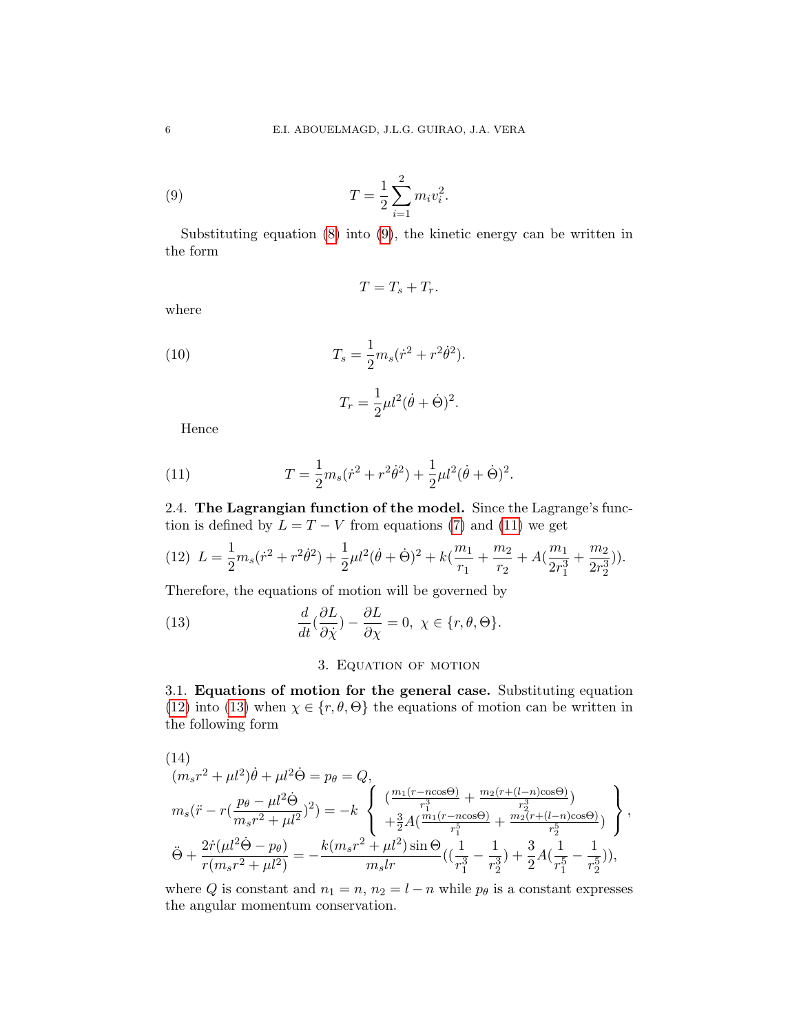$$T = \frac{1}{2}\sum_{i=1}^{2} m_i v_i^2. \tag{9}$$

Substituting equation (8) into (9), the kinetic energy can be written in the form

$$T = T_s + T_r.$$

where

$$T_s = \frac{1}{2}m_s(\dot{r}^2 + r^2\dot{\theta}^2). \tag{10}$$

$$T_r = \frac{1}{2}\mu l^2(\dot{\theta} + \dot{\Theta})^2.$$

Hence

$$T = \frac{1}{2}m_s(\dot{r}^2 + r^2\dot{\theta}^2) + \frac{1}{2}\mu l^2(\dot{\theta} + \dot{\Theta})^2. \tag{11}$$

2.4. **The Lagrangian function of the model.** Since the Lagrange's function is defined by $L = T - V$ from equations (7) and (11) we get

$$L = \frac{1}{2}m_s(\dot{r}^2 + r^2\dot{\theta}^2) + \frac{1}{2}\mu l^2(\dot{\theta} + \dot{\Theta})^2 + k(\frac{m_1}{r_1} + \frac{m_2}{r_2} + A(\frac{m_1}{2r_1^3} + \frac{m_2}{2r_2^3})). \tag{12}$$

Therefore, the equations of motion will be governed by

$$\frac{d}{dt}(\frac{\partial L}{\partial \dot{\chi}}) - \frac{\partial L}{\partial \chi} = 0,\ \chi \in \{r, \theta, \Theta\}. \tag{13}$$

## 3. Equation of motion

3.1. **Equations of motion for the general case.** Substituting equation (12) into (13) when $\chi \in \{r, \theta, \Theta\}$ the equations of motion can be written in the following form

$$\begin{aligned}
&(m_s r^2 + \mu l^2)\dot{\theta} + \mu l^2\dot{\Theta} = p_\theta = Q, \\
&m_s(\ddot{r} - r(\frac{p_\theta - \mu l^2\dot{\Theta}}{m_s r^2 + \mu l^2})^2) = -k\left\{\begin{array}{l} (\frac{m_1(r - n\cos\Theta)}{r_1^3} + \frac{m_2(r + (l-n)\cos\Theta)}{r_2^3}) \\ +\frac{3}{2}A(\frac{m_1(r - n\cos\Theta)}{r_1^5} + \frac{m_2(r + (l-n)\cos\Theta)}{r_2^5}) \end{array}\right\}, \\
&\ddot{\Theta} + \frac{2\dot{r}(\mu l^2\dot{\Theta} - p_\theta)}{r(m_s r^2 + \mu l^2)} = -\frac{k(m_s r^2 + \mu l^2)\sin\Theta}{m_s l r}((\frac{1}{r_1^3} - \frac{1}{r_2^3}) + \frac{3}{2}A(\frac{1}{r_1^5} - \frac{1}{r_2^5})),
\end{aligned} \tag{14}$$

where $Q$ is constant and $n_1 = n$, $n_2 = l - n$ while $p_\theta$ is a constant expresses the angular momentum conservation.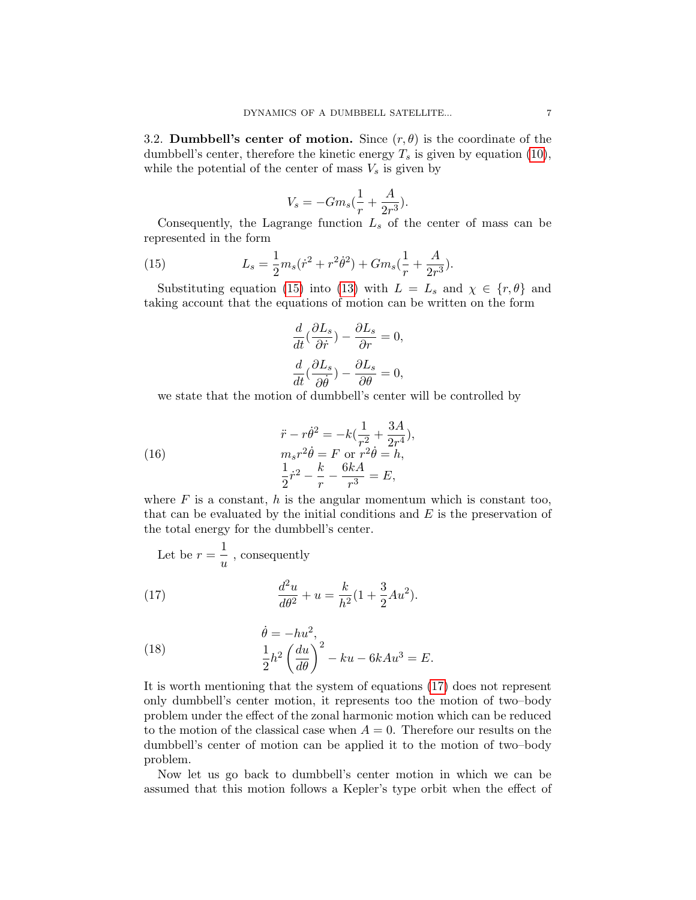3.2. **Dumbbell's center of motion.** Since $(r, \theta)$ is the coordinate of the dumbbell's center, therefore the kinetic energy $T_s$ is given by equation (10), while the potential of the center of mass $V_s$ is given by

$$V_s = -Gm_s(\frac{1}{r} + \frac{A}{2r^3}).$$

Consequently, the Lagrange function $L_s$ of the center of mass can be represented in the form

$$L_s = \frac{1}{2}m_s(\dot{r}^2 + r^2\dot{\theta}^2) + Gm_s(\frac{1}{r} + \frac{A}{2r^3}). \tag{15}$$

Substituting equation (15) into (13) with $L = L_s$ and $\chi \in \{r, \theta\}$ and taking account that the equations of motion can be written on the form

$$\frac{d}{dt}(\frac{\partial L_s}{\partial \dot{r}}) - \frac{\partial L_s}{\partial r} = 0,$$

$$\frac{d}{dt}(\frac{\partial L_s}{\partial \dot{\theta}}) - \frac{\partial L_s}{\partial \theta} = 0,$$

we state that the motion of dumbbell's center will be controlled by

$$\begin{aligned}
&\ddot{r} - r\dot{\theta}^2 = -k(\frac{1}{r^2} + \frac{3A}{2r^4}),\\
&m_s r^2\dot{\theta} = F \text{ or } r^2\dot{\theta} = h,\\
&\frac{1}{2}\dot{r}^2 - \frac{k}{r} - \frac{6kA}{r^3} = E,
\end{aligned} \tag{16}$$

where $F$ is a constant, $h$ is the angular momentum which is constant too, that can be evaluated by the initial conditions and $E$ is the preservation of the total energy for the dumbbell's center.

Let be $r = \dfrac{1}{u}$ , consequently

$$\frac{d^2u}{d\theta^2} + u = \frac{k}{h^2}(1 + \frac{3}{2}Au^2). \tag{17}$$

$$\begin{aligned}
&\dot{\theta} = -hu^2,\\
&\frac{1}{2}h^2\left(\frac{du}{d\theta}\right)^2 - ku - 6kAu^3 = E.
\end{aligned} \tag{18}$$

It is worth mentioning that the system of equations (17) does not represent only dumbbell's center motion, it represents too the motion of two–body problem under the effect of the zonal harmonic motion which can be reduced to the motion of the classical case when $A = 0$. Therefore our results on the dumbbell's center of motion can be applied it to the motion of two–body problem.

Now let us go back to dumbbell's center motion in which we can be assumed that this motion follows a Kepler's type orbit when the effect of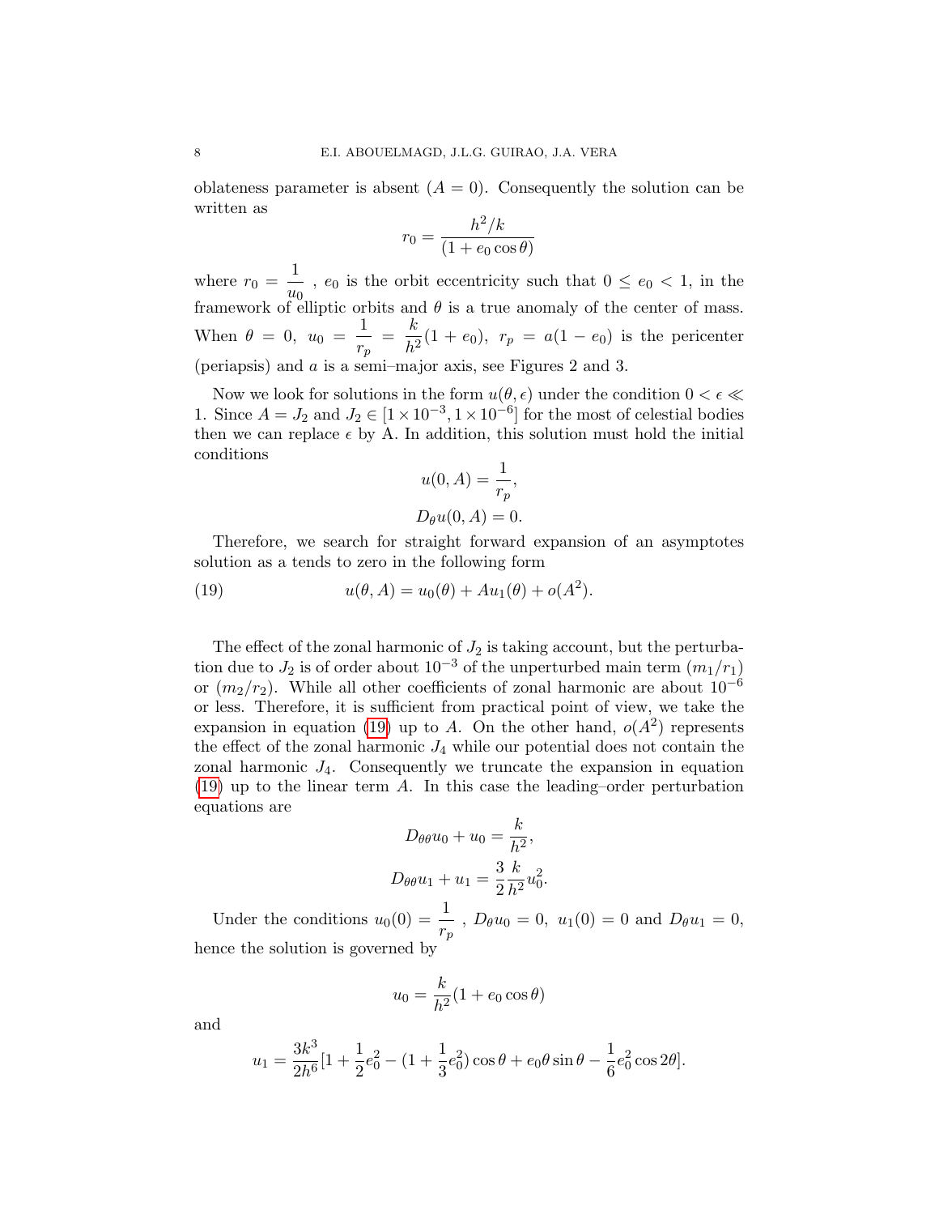oblateness parameter is absent ($A = 0$). Consequently the solution can be written as

$$r_0 = \frac{h^2/k}{(1 + e_0 \cos\theta)}$$

where $r_0 = \dfrac{1}{u_0}$ , $e_0$ is the orbit eccentricity such that $0 \leq e_0 < 1$, in the framework of elliptic orbits and $\theta$ is a true anomaly of the center of mass. When $\theta = 0$, $u_0 = \dfrac{1}{r_p} = \dfrac{k}{h^2}(1 + e_0)$, $r_p = a(1 - e_0)$ is the pericenter (periapsis) and $a$ is a semi–major axis, see Figures 2 and 3.

Now we look for solutions in the form $u(\theta, \epsilon)$ under the condition $0 < \epsilon \ll 1$. Since $A = J_2$ and $J_2 \in [1 \times 10^{-3}, 1 \times 10^{-6}]$ for the most of celestial bodies then we can replace $\epsilon$ by A. In addition, this solution must hold the initial conditions

$$u(0, A) = \frac{1}{r_p},$$
$$D_\theta u(0, A) = 0.$$

Therefore, we search for straight forward expansion of an asymptotes solution as a tends to zero in the following form

$$u(\theta, A) = u_0(\theta) + A u_1(\theta) + o(A^2). \tag{19}$$

The effect of the zonal harmonic of $J_2$ is taking account, but the perturbation due to $J_2$ is of order about $10^{-3}$ of the unperturbed main term $(m_1/r_1)$ or $(m_2/r_2)$. While all other coefficients of zonal harmonic are about $10^{-6}$ or less. Therefore, it is sufficient from practical point of view, we take the expansion in equation (19) up to $A$. On the other hand, $o(A^2)$ represents the effect of the zonal harmonic $J_4$ while our potential does not contain the zonal harmonic $J_4$. Consequently we truncate the expansion in equation (19) up to the linear term $A$. In this case the leading–order perturbation equations are

$$D_{\theta\theta} u_0 + u_0 = \frac{k}{h^2},$$
$$D_{\theta\theta} u_1 + u_1 = \frac{3}{2}\frac{k}{h^2} u_0^2.$$

Under the conditions $u_0(0) = \dfrac{1}{r_p}$ , $D_\theta u_0 = 0$, $u_1(0) = 0$ and $D_\theta u_1 = 0$, hence the solution is governed by

$$u_0 = \frac{k}{h^2}(1 + e_0 \cos\theta)$$

and

$$u_1 = \frac{3k^3}{2h^6}[1 + \frac{1}{2}e_0^2 - (1 + \frac{1}{3}e_0^2)\cos\theta + e_0\theta\sin\theta - \frac{1}{6}e_0^2\cos 2\theta].$$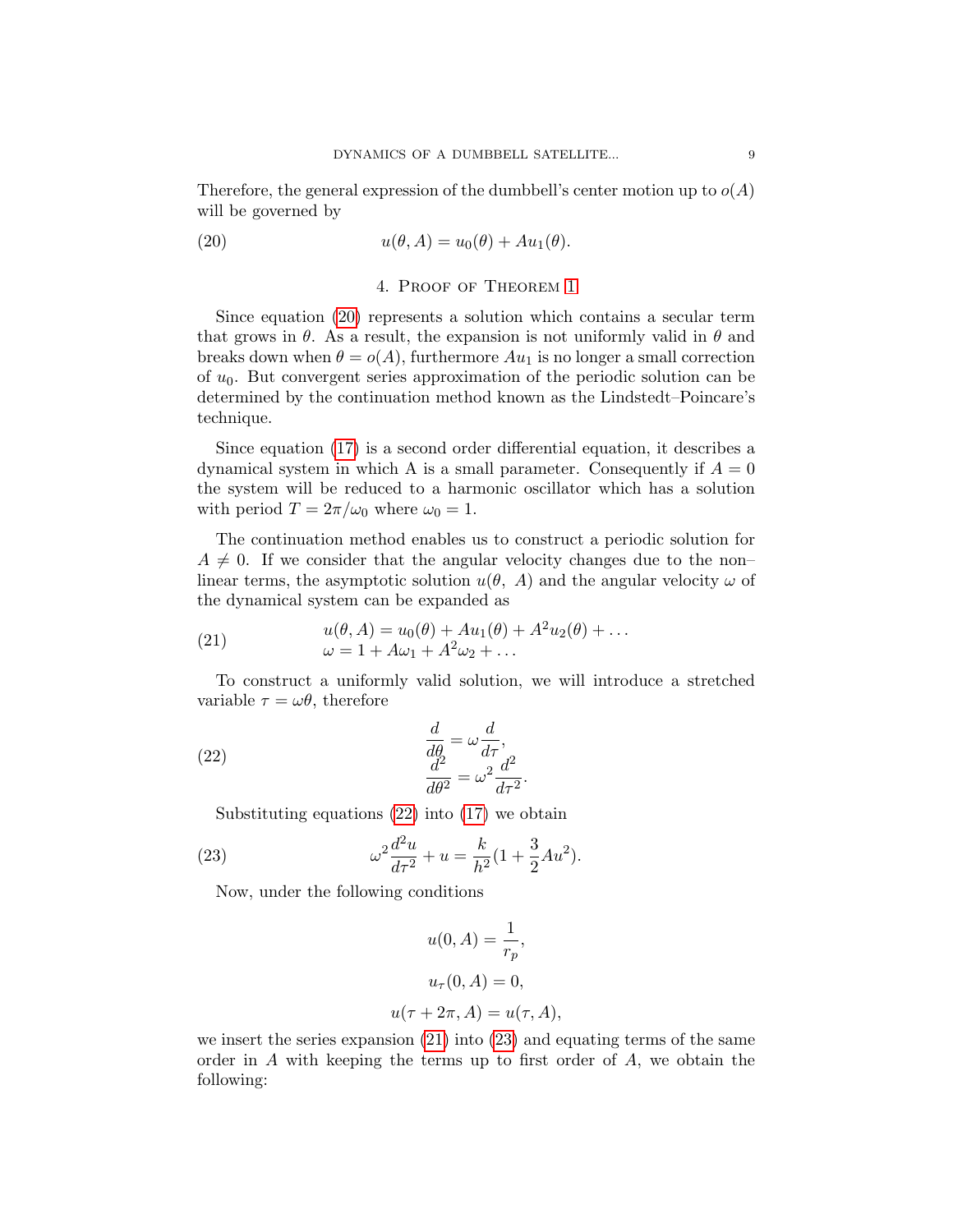Therefore, the general expression of the dumbbell's center motion up to $o(A)$ will be governed by

$$u(\theta, A) = u_0(\theta) + Au_1(\theta). \tag{20}$$

## 4. Proof of Theorem 1

Since equation (20) represents a solution which contains a secular term that grows in $\theta$. As a result, the expansion is not uniformly valid in $\theta$ and breaks down when $\theta = o(A)$, furthermore $Au_1$ is no longer a small correction of $u_0$. But convergent series approximation of the periodic solution can be determined by the continuation method known as the Lindstedt–Poincare's technique.

Since equation (17) is a second order differential equation, it describes a dynamical system in which A is a small parameter. Consequently if $A = 0$ the system will be reduced to a harmonic oscillator which has a solution with period $T = 2\pi/\omega_0$ where $\omega_0 = 1$.

The continuation method enables us to construct a periodic solution for $A \neq 0$. If we consider that the angular velocity changes due to the non–linear terms, the asymptotic solution $u(\theta,\ A)$ and the angular velocity $\omega$ of the dynamical system can be expanded as

$$\begin{aligned} u(\theta, A) &= u_0(\theta) + Au_1(\theta) + A^2u_2(\theta) + \dots \\ \omega &= 1 + A\omega_1 + A^2\omega_2 + \dots \end{aligned} \tag{21}$$

To construct a uniformly valid solution, we will introduce a stretched variable $\tau = \omega\theta$, therefore

$$\begin{aligned} \frac{d}{d\theta} &= \omega \frac{d}{d\tau}, \\ \frac{d^2}{d\theta^2} &= \omega^2 \frac{d^2}{d\tau^2}. \end{aligned} \tag{22}$$

Substituting equations (22) into (17) we obtain

$$\omega^2 \frac{d^2u}{d\tau^2} + u = \frac{k}{h^2}(1 + \frac{3}{2}Au^2). \tag{23}$$

Now, under the following conditions

$$u(0, A) = \frac{1}{r_p},$$

$$u_\tau(0, A) = 0,$$

$$u(\tau + 2\pi, A) = u(\tau, A),$$

we insert the series expansion (21) into (23) and equating terms of the same order in $A$ with keeping the terms up to first order of $A$, we obtain the following: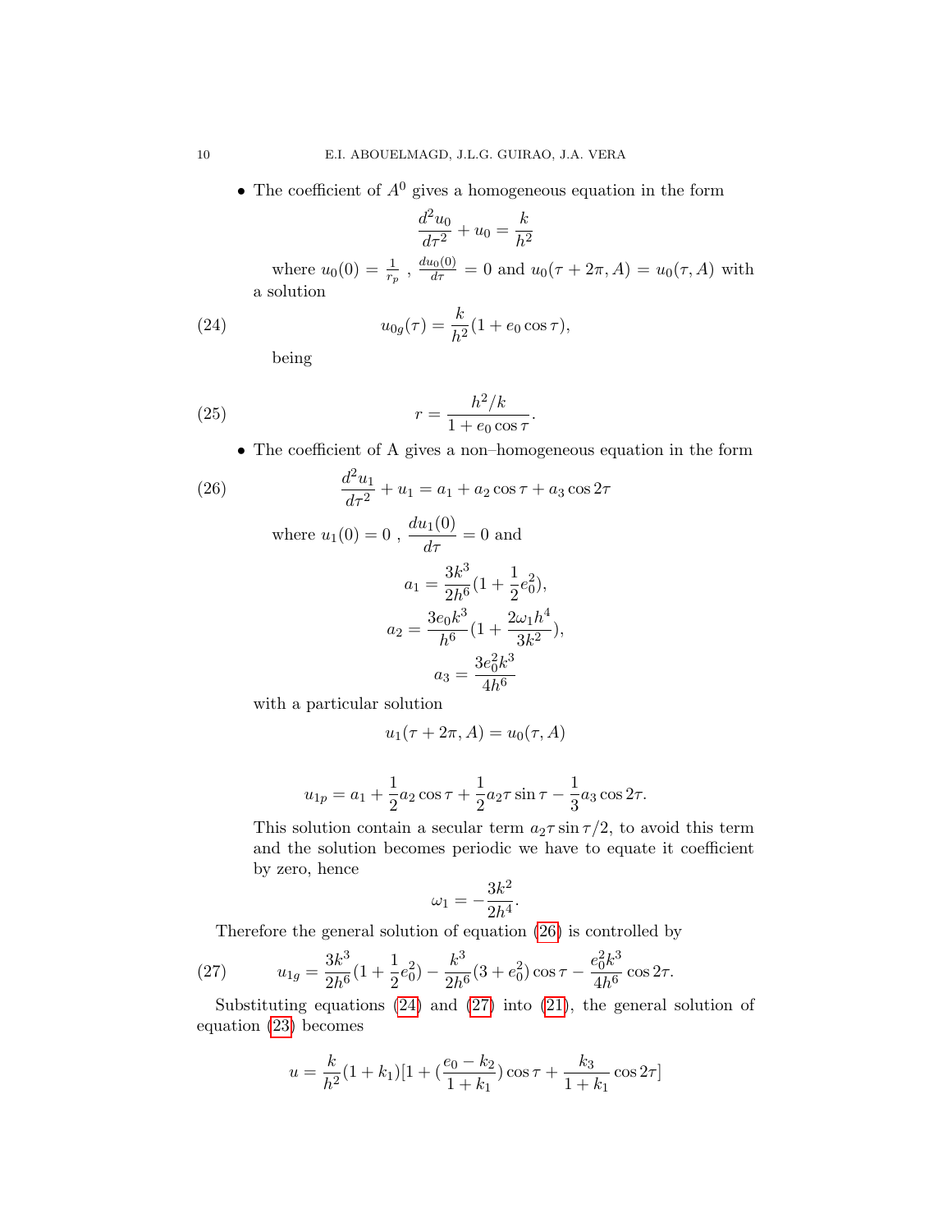- The coefficient of $A^0$ gives a homogeneous equation in the form

$$\frac{d^2u_0}{d\tau^2} + u_0 = \frac{k}{h^2}$$

where $u_0(0) = \frac{1}{r_p}$ , $\frac{du_0(0)}{d\tau} = 0$ and $u_0(\tau + 2\pi, A) = u_0(\tau, A)$ with a solution

$$u_{0g}(\tau) = \frac{k}{h^2}(1 + e_0 \cos\tau), \tag{24}$$

being

$$r = \frac{h^2/k}{1 + e_0 \cos\tau}. \tag{25}$$

- The coefficient of A gives a non–homogeneous equation in the form

$$\frac{d^2u_1}{d\tau^2} + u_1 = a_1 + a_2 \cos\tau + a_3 \cos 2\tau \tag{26}$$

where $u_1(0) = 0$ , $\dfrac{du_1(0)}{d\tau} = 0$ and

$$a_1 = \frac{3k^3}{2h^6}(1 + \frac{1}{2}e_0^2),$$

$$a_2 = \frac{3e_0k^3}{h^6}(1 + \frac{2\omega_1h^4}{3k^2}),$$

$$a_3 = \frac{3e_0^2k^3}{4h^6}$$

with a particular solution

$$u_1(\tau + 2\pi, A) = u_0(\tau, A)$$

$$u_{1p} = a_1 + \frac{1}{2}a_2 \cos\tau + \frac{1}{2}a_2\tau \sin\tau - \frac{1}{3}a_3 \cos 2\tau.$$

This solution contain a secular term $a_2\tau \sin\tau/2$, to avoid this term and the solution becomes periodic we have to equate it coefficient by zero, hence

$$\omega_1 = -\frac{3k^2}{2h^4}.$$

Therefore the general solution of equation (26) is controlled by

$$u_{1g} = \frac{3k^3}{2h^6}(1 + \frac{1}{2}e_0^2) - \frac{k^3}{2h^6}(3 + e_0^2)\cos\tau - \frac{e_0^2k^3}{4h^6}\cos 2\tau. \tag{27}$$

Substituting equations (24) and (27) into (21), the general solution of equation (23) becomes

$$u = \frac{k}{h^2}(1 + k_1)[1 + (\frac{e_0 - k_2}{1 + k_1})\cos\tau + \frac{k_3}{1 + k_1}\cos 2\tau]$$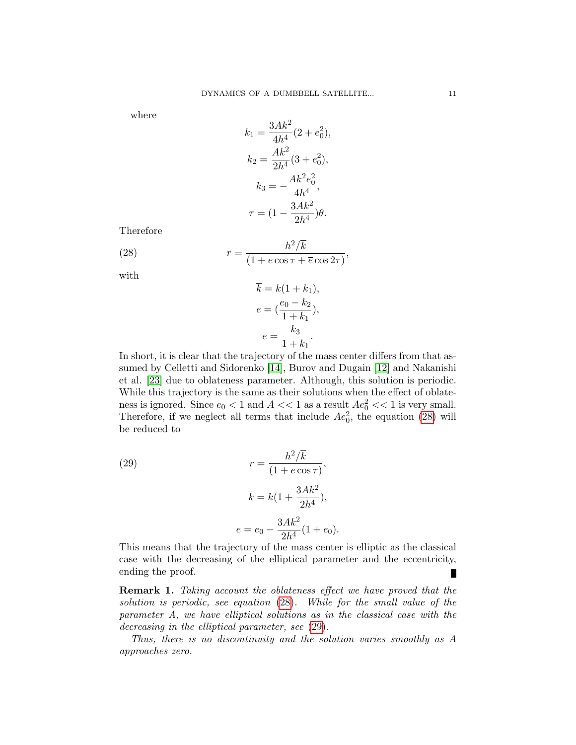where

$$k_1 = \frac{3Ak^2}{4h^4}(2 + e_0^2),$$

$$k_2 = \frac{Ak^2}{2h^4}(3 + e_0^2),$$

$$k_3 = -\frac{Ak^2 e_0^2}{4h^4},$$

$$\tau = (1 - \frac{3Ak^2}{2h^4})\theta.$$

Therefore

$$r = \frac{h^2/\overline{k}}{(1 + e\cos\tau + \overline{e}\cos 2\tau)}, \tag{28}$$

with

$$\overline{k} = k(1 + k_1),$$

$$e = (\frac{e_0 - k_2}{1 + k_1}),$$

$$\overline{e} = \frac{k_3}{1 + k_1}.$$

In short, it is clear that the trajectory of the mass center differs from that assumed by Celletti and Sidorenko [14], Burov and Dugain [12] and Nakanishi et al. [23] due to oblateness parameter. Although, this solution is periodic. While this trajectory is the same as their solutions when the effect of oblateness is ignored. Since $e_0 < 1$ and $A << 1$ as a result $Ae_0^2 << 1$ is very small. Therefore, if we neglect all terms that include $Ae_0^2$, the equation (28) will be reduced to

$$r = \frac{h^2/\overline{k}}{(1 + e\cos\tau)}, \tag{29}$$

$$\overline{k} = k(1 + \frac{3Ak^2}{2h^4}),$$

$$e = e_0 - \frac{3Ak^2}{2h^4}(1 + e_0).$$

This means that the trajectory of the mass center is elliptic as the classical case with the decreasing of the elliptical parameter and the eccentricity, ending the proof. ∎

**Remark 1.** *Taking account the oblateness effect we have proved that the solution is periodic, see equation* (28). *While for the small value of the parameter $A$, we have elliptical solutions as in the classical case with the decreasing in the elliptical parameter, see* (29).

*Thus, there is no discontinuity and the solution varies smoothly as $A$ approaches zero.*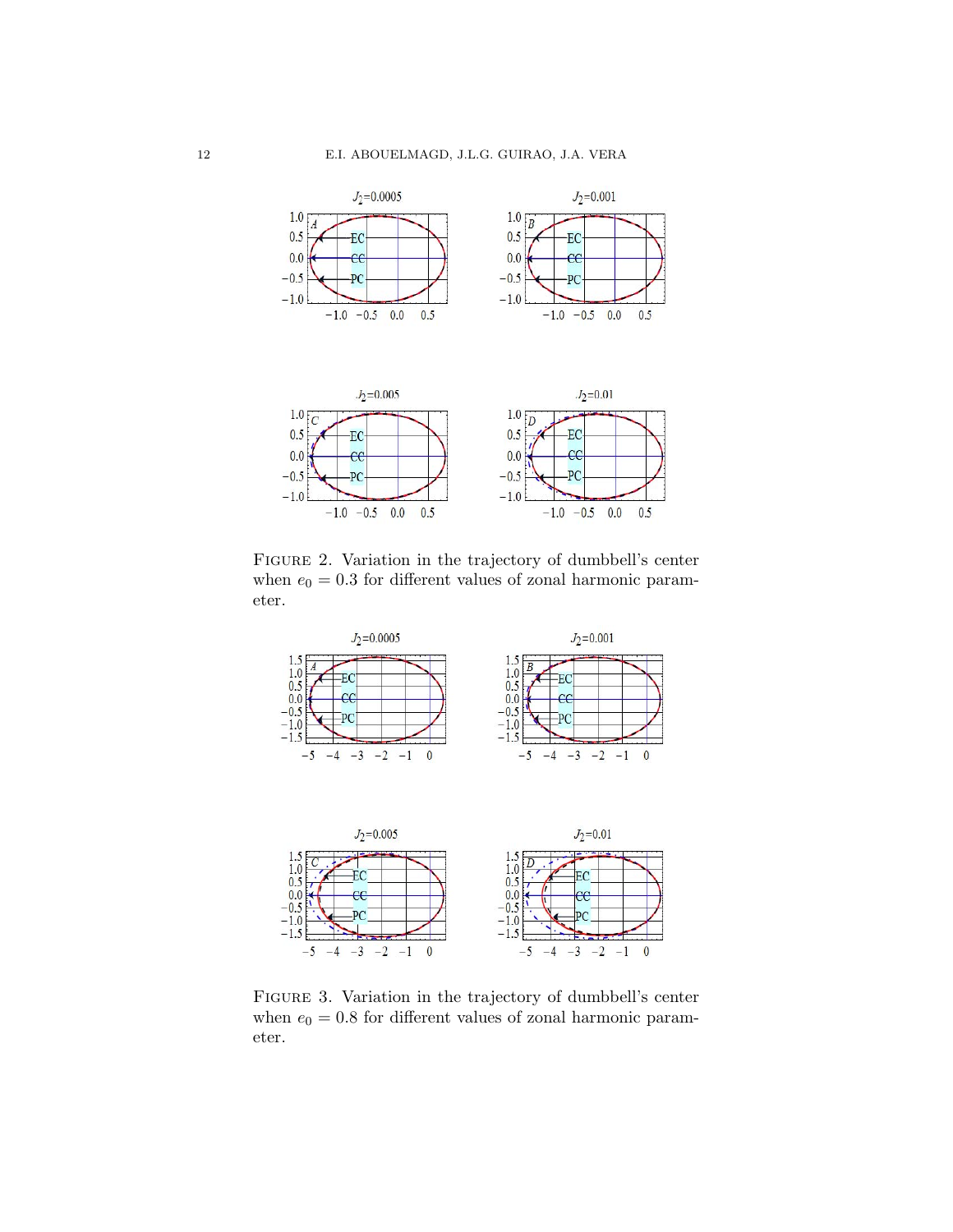Figure 2. Variation in the trajectory of dumbbell's center when $e_0 = 0.3$ for different values of zonal harmonic parameter.

Figure 3. Variation in the trajectory of dumbbell's center when $e_0 = 0.8$ for different values of zonal harmonic parameter.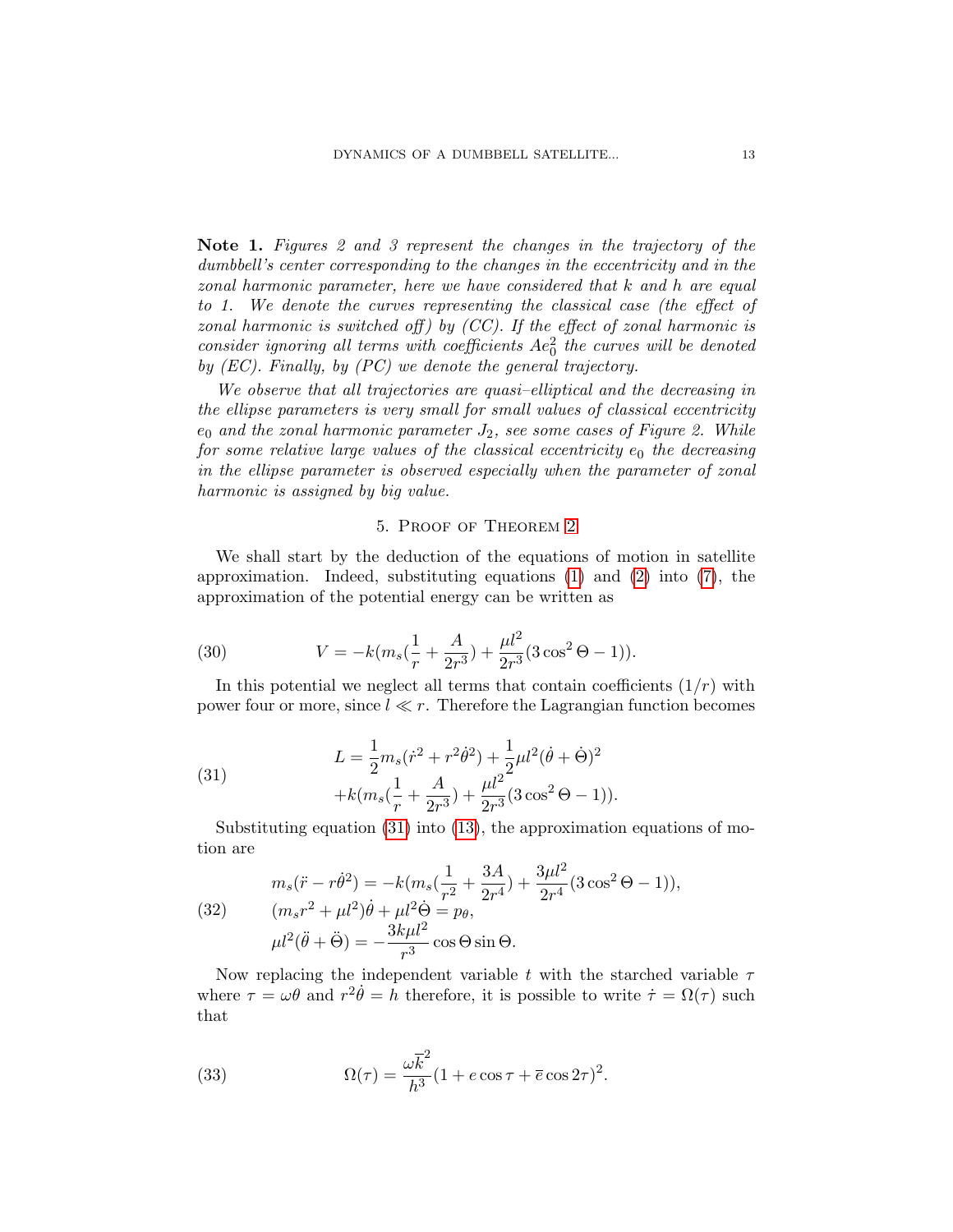**Note 1.** *Figures 2 and 3 represent the changes in the trajectory of the dumbbell's center corresponding to the changes in the eccentricity and in the zonal harmonic parameter, here we have considered that $k$ and $h$ are equal to 1. We denote the curves representing the classical case (the effect of zonal harmonic is switched off) by (CC). If the effect of zonal harmonic is consider ignoring all terms with coefficients $Ae_0^2$ the curves will be denoted by (EC). Finally, by (PC) we denote the general trajectory.*

*We observe that all trajectories are quasi–elliptical and the decreasing in the ellipse parameters is very small for small values of classical eccentricity $e_0$ and the zonal harmonic parameter $J_2$, see some cases of Figure 2. While for some relative large values of the classical eccentricity $e_0$ the decreasing in the ellipse parameter is observed especially when the parameter of zonal harmonic is assigned by big value.*

## 5. Proof of Theorem 2

We shall start by the deduction of the equations of motion in satellite approximation. Indeed, substituting equations (1) and (2) into (7), the approximation of the potential energy can be written as

$$V = -k(m_s(\frac{1}{r} + \frac{A}{2r^3}) + \frac{\mu l^2}{2r^3}(3\cos^2\Theta - 1)). \tag{30}$$

In this potential we neglect all terms that contain coefficients $(1/r)$ with power four or more, since $l \ll r$. Therefore the Lagrangian function becomes

$$\begin{aligned} L &= \frac{1}{2}m_s(\dot{r}^2 + r^2\dot{\theta}^2) + \frac{1}{2}\mu l^2(\dot{\theta} + \dot{\Theta})^2 \\ &+ k(m_s(\frac{1}{r} + \frac{A}{2r^3}) + \frac{\mu l^2}{2r^3}(3\cos^2\Theta - 1)). \end{aligned} \tag{31}$$

Substituting equation (31) into (13), the approximation equations of motion are

$$\begin{aligned} &m_s(\ddot{r} - r\dot{\theta}^2) = -k(m_s(\frac{1}{r^2} + \frac{3A}{2r^4}) + \frac{3\mu l^2}{2r^4}(3\cos^2\Theta - 1)), \\ &(m_s r^2 + \mu l^2)\dot{\theta} + \mu l^2\dot{\Theta} = p_\theta, \\ &\mu l^2(\ddot{\theta} + \ddot{\Theta}) = -\frac{3k\mu l^2}{r^3}\cos\Theta\sin\Theta. \end{aligned} \tag{32}$$

Now replacing the independent variable $t$ with the starched variable $\tau$ where $\tau = \omega\theta$ and $r^2\dot{\theta} = h$ therefore, it is possible to write $\dot{\tau} = \Omega(\tau)$ such that

$$\Omega(\tau) = \frac{\omega\overline{k}^2}{h^3}(1 + e\cos\tau + \overline{e}\cos 2\tau)^2. \tag{33}$$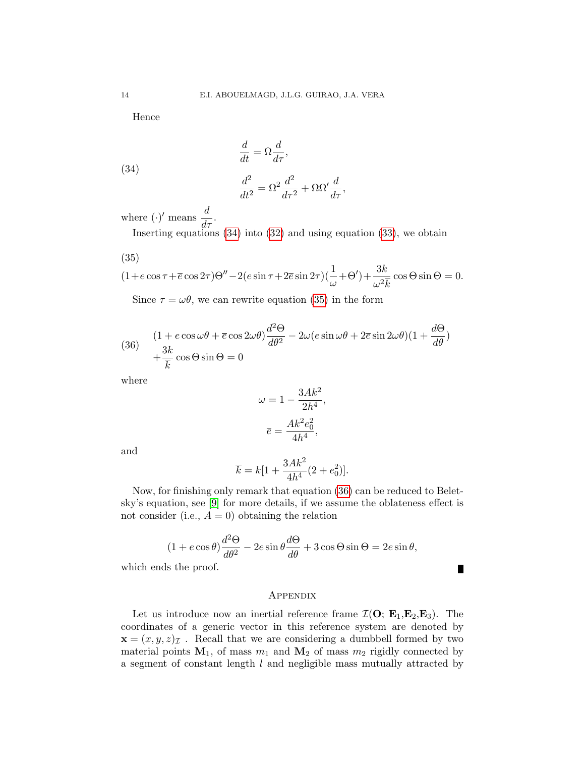Hence

$$
\begin{aligned}
\frac{d}{dt} &= \Omega \frac{d}{d\tau}, \\
\frac{d^2}{dt^2} &= \Omega^2 \frac{d^2}{d\tau^2} + \Omega\Omega' \frac{d}{d\tau},
\end{aligned} \tag{34}
$$

where $(\cdot)'$ means $\dfrac{d}{d\tau}$.

Inserting equations (34) into (32) and using equation (33), we obtain

$$
(1+e\cos\tau+\overline{e}\cos 2\tau)\Theta''-2(e\sin\tau+2\overline{e}\sin 2\tau)(\frac{1}{\omega}+\Theta')+\frac{3k}{\omega^2\overline{k}}\cos\Theta\sin\Theta=0. \tag{35}
$$

Since $\tau = \omega\theta$, we can rewrite equation (35) in the form

$$
\begin{aligned}
&(1+e\cos\omega\theta+\overline{e}\cos 2\omega\theta)\frac{d^2\Theta}{d\theta^2}-2\omega(e\sin\omega\theta+2\overline{e}\sin 2\omega\theta)(1+\frac{d\Theta}{d\theta}) \\
&+\frac{3k}{\overline{k}}\cos\Theta\sin\Theta=0
\end{aligned} \tag{36}
$$

where

$$
\omega = 1-\frac{3Ak^2}{2h^4},
$$

$$
\overline{e} = \frac{Ak^2e_0^2}{4h^4},
$$

and

$$
\overline{k} = k[1+\frac{3Ak^2}{4h^4}(2+e_0^2)].
$$

Now, for finishing only remark that equation (36) can be reduced to Beletsky's equation, see [9] for more details, if we assume the oblateness effect is not consider (i.e., $A=0$) obtaining the relation

$$
(1+e\cos\theta)\frac{d^2\Theta}{d\theta^2}-2e\sin\theta\frac{d\Theta}{d\theta}+3\cos\Theta\sin\Theta=2e\sin\theta,
$$

which ends the proof. ∎

## Appendix

Let us introduce now an inertial reference frame $\mathcal{I}(\mathbf{O};\, \mathbf{E}_1,\mathbf{E}_2,\mathbf{E}_3)$. The coordinates of a generic vector in this reference system are denoted by $\mathbf{x}=(x,y,z)_{\mathcal{I}}$ . Recall that we are considering a dumbbell formed by two material points $\mathbf{M}_1$, of mass $m_1$ and $\mathbf{M}_2$ of mass $m_2$ rigidly connected by a segment of constant length $l$ and negligible mass mutually attracted by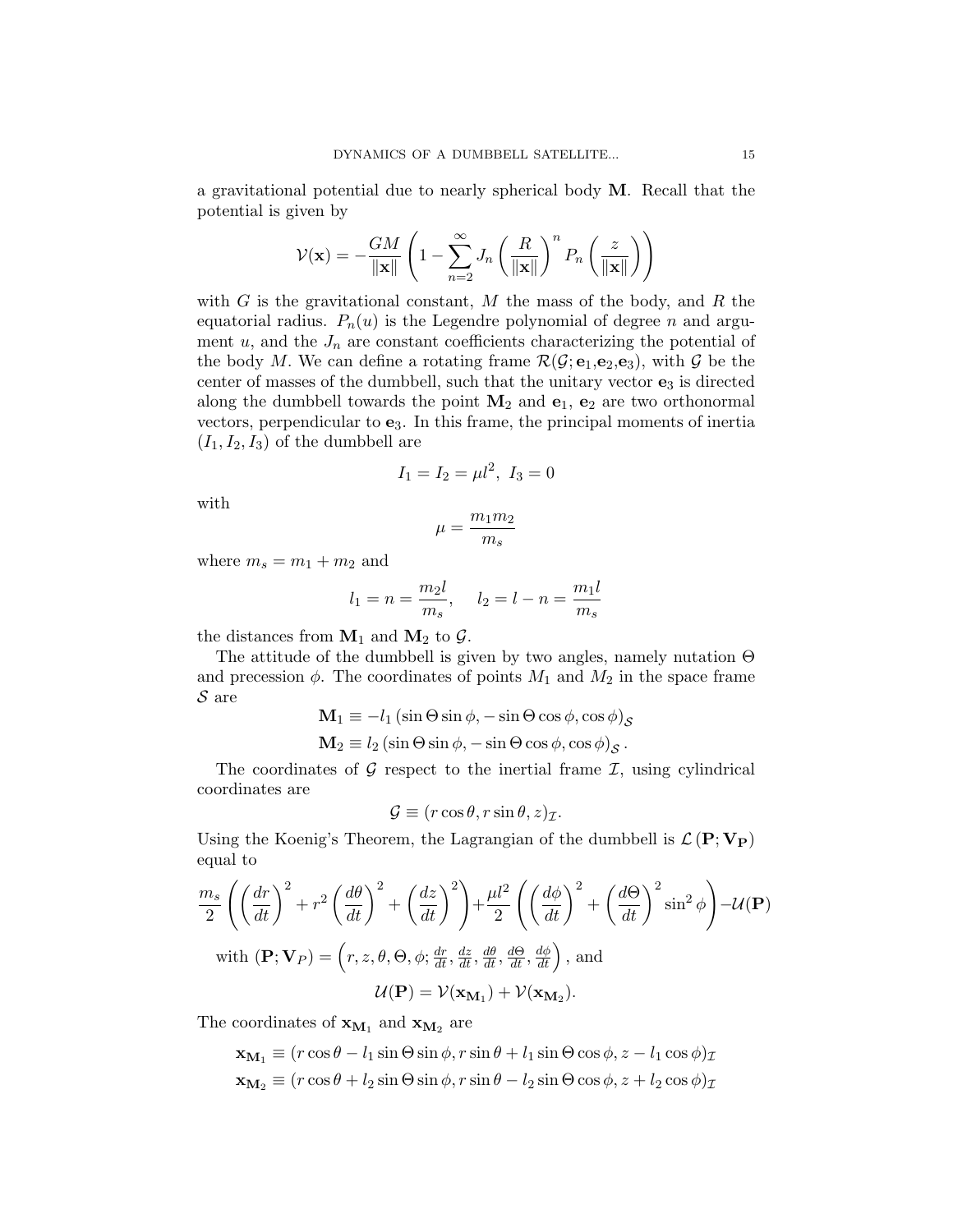a gravitational potential due to nearly spherical body $\mathbf{M}$. Recall that the potential is given by

$$\mathcal{V}(\mathbf{x}) = -\frac{GM}{\|\mathbf{x}\|}\left(1 - \sum_{n=2}^{\infty} J_n \left(\frac{R}{\|\mathbf{x}\|}\right)^n P_n\left(\frac{z}{\|\mathbf{x}\|}\right)\right)$$

with $G$ is the gravitational constant, $M$ the mass of the body, and $R$ the equatorial radius. $P_n(u)$ is the Legendre polynomial of degree $n$ and argument $u$, and the $J_n$ are constant coefficients characterizing the potential of the body $M$. We can define a rotating frame $\mathcal{R}(\mathcal{G};\mathbf{e}_1,\mathbf{e}_2,\mathbf{e}_3)$, with $\mathcal{G}$ be the center of masses of the dumbbell, such that the unitary vector $\mathbf{e}_3$ is directed along the dumbbell towards the point $\mathbf{M}_2$ and $\mathbf{e}_1$, $\mathbf{e}_2$ are two orthonormal vectors, perpendicular to $\mathbf{e}_3$. In this frame, the principal moments of inertia $(I_1, I_2, I_3)$ of the dumbbell are

$$I_1 = I_2 = \mu l^2, \ I_3 = 0$$

with

$$\mu = \frac{m_1 m_2}{m_s}$$

where $m_s = m_1 + m_2$ and

$$l_1 = n = \frac{m_2 l}{m_s}, \quad l_2 = l - n = \frac{m_1 l}{m_s}$$

the distances from $\mathbf{M}_1$ and $\mathbf{M}_2$ to $\mathcal{G}$.

The attitude of the dumbbell is given by two angles, namely nutation $\Theta$ and precession $\phi$. The coordinates of points $M_1$ and $M_2$ in the space frame $\mathcal{S}$ are

$$\mathbf{M}_1 \equiv -l_1 \left(\sin\Theta\sin\phi, -\sin\Theta\cos\phi, \cos\phi\right)_{\mathcal{S}}$$
$$\mathbf{M}_2 \equiv l_2 \left(\sin\Theta\sin\phi, -\sin\Theta\cos\phi, \cos\phi\right)_{\mathcal{S}}.$$

The coordinates of $\mathcal{G}$ respect to the inertial frame $\mathcal{I}$, using cylindrical coordinates are

$$\mathcal{G} \equiv (r\cos\theta, r\sin\theta, z)_{\mathcal{I}}.$$

Using the Koenig's Theorem, the Lagrangian of the dumbbell is $\mathcal{L}\left(\mathbf{P};\mathbf{V_P}\right)$ equal to

$$\frac{m_s}{2}\left(\left(\frac{dr}{dt}\right)^2 + r^2\left(\frac{d\theta}{dt}\right)^2 + \left(\frac{dz}{dt}\right)^2\right) + \frac{\mu l^2}{2}\left(\left(\frac{d\phi}{dt}\right)^2 + \left(\frac{d\Theta}{dt}\right)^2 \sin^2\phi\right) - \mathcal{U}(\mathbf{P})$$

with $(\mathbf{P};\mathbf{V}_P) = \left(r, z, \theta, \Theta, \phi; \frac{dr}{dt}, \frac{dz}{dt}, \frac{d\theta}{dt}, \frac{d\Theta}{dt}, \frac{d\phi}{dt}\right)$, and

$$\mathcal{U}(\mathbf{P}) = \mathcal{V}(\mathbf{x}_{\mathbf{M}_1}) + \mathcal{V}(\mathbf{x}_{\mathbf{M}_2}).$$

The coordinates of $\mathbf{x}_{\mathbf{M}_1}$ and $\mathbf{x}_{\mathbf{M}_2}$ are

$$\mathbf{x}_{\mathbf{M}_1} \equiv \left(r\cos\theta - l_1\sin\Theta\sin\phi, r\sin\theta + l_1\sin\Theta\cos\phi, z - l_1\cos\phi\right)_{\mathcal{I}}$$
$$\mathbf{x}_{\mathbf{M}_2} \equiv \left(r\cos\theta + l_2\sin\Theta\sin\phi, r\sin\theta - l_2\sin\Theta\cos\phi, z + l_2\cos\phi\right)_{\mathcal{I}}$$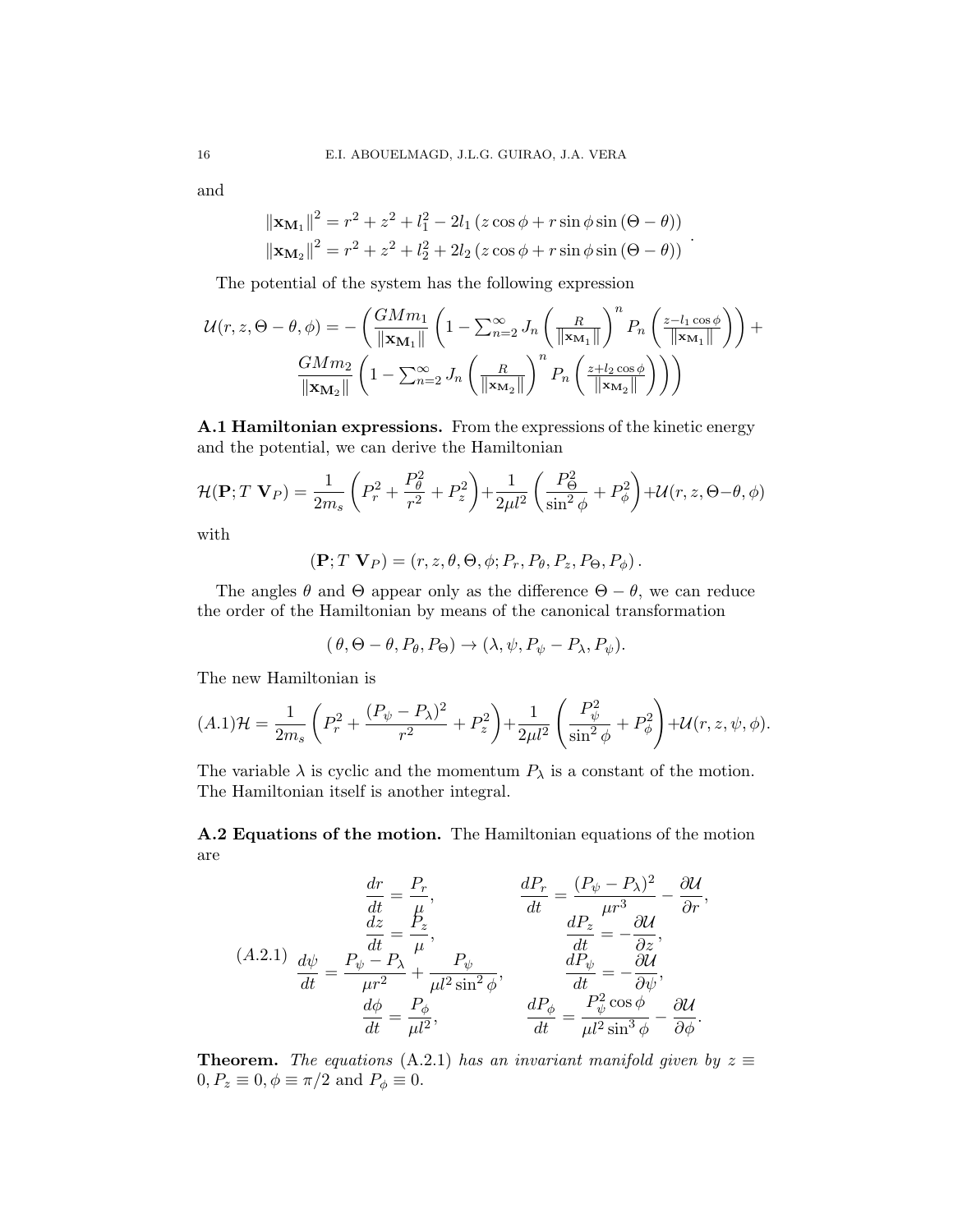and

$$
\begin{aligned}
\|\mathbf{x}_{\mathbf{M}_1}\|^2 &= r^2 + z^2 + l_1^2 - 2l_1\left(z\cos\phi + r\sin\phi\sin\left(\Theta-\theta\right)\right) \\
\|\mathbf{x}_{\mathbf{M}_2}\|^2 &= r^2 + z^2 + l_2^2 + 2l_2\left(z\cos\phi + r\sin\phi\sin\left(\Theta-\theta\right)\right)
\end{aligned}.
$$

The potential of the system has the following expression

$$
\mathcal{U}(r,z,\Theta-\theta,\phi) = -\left(\frac{GMm_1}{\|\mathbf{x}_{\mathbf{M}_1}\|}\left(1-\sum_{n=2}^{\infty}J_n\left(\frac{R}{\|\mathbf{x}_{\mathbf{M}_1}\|}\right)^n P_n\left(\frac{z-l_1\cos\phi}{\|\mathbf{x}_{\mathbf{M}_1}\|}\right)\right)+\right.
\left.\frac{GMm_2}{\|\mathbf{x}_{\mathbf{M}_2}\|}\left(1-\sum_{n=2}^{\infty}J_n\left(\frac{R}{\|\mathbf{x}_{\mathbf{M}_2}\|}\right)^n P_n\left(\frac{z+l_2\cos\phi}{\|\mathbf{x}_{\mathbf{M}_2}\|}\right)\right)\right)
$$

**A.1 Hamiltonian expressions.** From the expressions of the kinetic energy and the potential, we can derive the Hamiltonian

$$
\mathcal{H}(\mathbf{P};T\ \mathbf{V}_P) = \frac{1}{2m_s}\left(P_r^2+\frac{P_\theta^2}{r^2}+P_z^2\right)+\frac{1}{2\mu l^2}\left(\frac{P_\Theta^2}{\sin^2\phi}+P_\phi^2\right)+\mathcal{U}(r,z,\Theta-\theta,\phi)
$$

with

$$
(\mathbf{P};T\ \mathbf{V}_P) = (r,z,\theta,\Theta,\phi;P_r,P_\theta,P_z,P_\Theta,P_\phi).
$$

The angles $\theta$ and $\Theta$ appear only as the difference $\Theta-\theta$, we can reduce the order of the Hamiltonian by means of the canonical transformation

$$
(\theta,\Theta-\theta,P_\theta,P_\Theta)\to(\lambda,\psi,P_\psi-P_\lambda,P_\psi).
$$

The new Hamiltonian is

$$
(A.1)\quad \mathcal{H} = \frac{1}{2m_s}\left(P_r^2+\frac{(P_\psi-P_\lambda)^2}{r^2}+P_z^2\right)+\frac{1}{2\mu l^2}\left(\frac{P_\psi^2}{\sin^2\phi}+P_\phi^2\right)+\mathcal{U}(r,z,\psi,\phi).
$$

The variable $\lambda$ is cyclic and the momentum $P_\lambda$ is a constant of the motion. The Hamiltonian itself is another integral.

**A.2 Equations of the motion.** The Hamiltonian equations of the motion are

$$
(A.2.1)\quad
\begin{aligned}
\frac{dr}{dt} &= \frac{P_r}{\mu}, & \frac{dP_r}{dt} &= \frac{(P_\psi-P_\lambda)^2}{\mu r^3}-\frac{\partial\mathcal{U}}{\partial r},\\
\frac{dz}{dt} &= \frac{P_z}{\mu}, & \frac{dP_z}{dt} &= -\frac{\partial\mathcal{U}}{\partial z},\\
\frac{d\psi}{dt} &= \frac{P_\psi-P_\lambda}{\mu r^2}+\frac{P_\psi}{\mu l^2\sin^2\phi}, & \frac{dP_\psi}{dt} &= -\frac{\partial\mathcal{U}}{\partial\psi},\\
\frac{d\phi}{dt} &= \frac{P_\phi}{\mu l^2}, & \frac{dP_\phi}{dt} &= \frac{P_\psi^2\cos\phi}{\mu l^2\sin^3\phi}-\frac{\partial\mathcal{U}}{\partial\phi}.
\end{aligned}
$$

**Theorem.** *The equations* (A.2.1) *has an invariant manifold given by* $z\equiv 0, P_z\equiv 0, \phi\equiv\pi/2$ and $P_\phi\equiv 0$.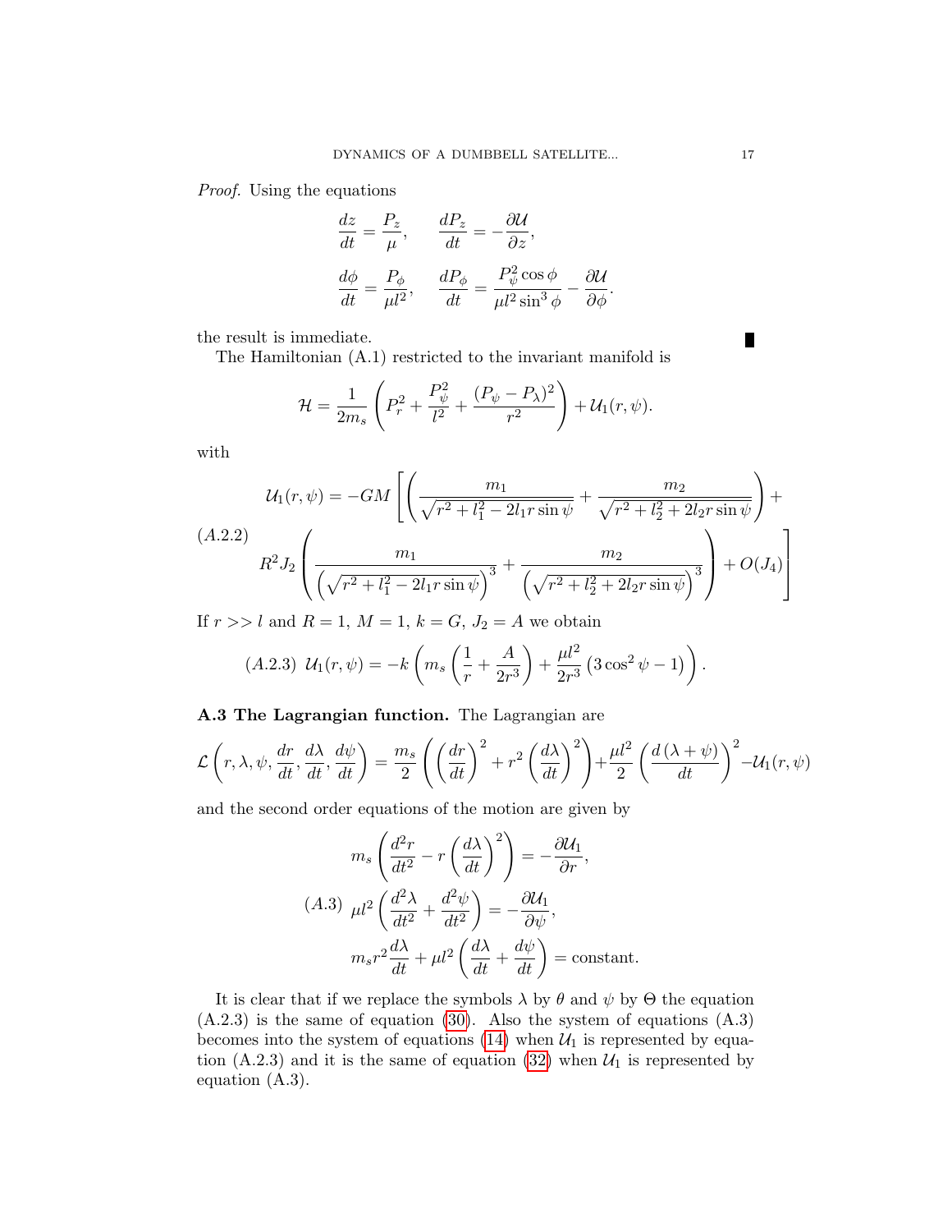*Proof.* Using the equations

$$\frac{dz}{dt} = \frac{P_z}{\mu}, \qquad \frac{dP_z}{dt} = -\frac{\partial \mathcal{U}}{\partial z},$$

$$\frac{d\phi}{dt} = \frac{P_\phi}{\mu l^2}, \qquad \frac{dP_\phi}{dt} = \frac{P_\psi^2 \cos\phi}{\mu l^2 \sin^3\phi} - \frac{\partial \mathcal{U}}{\partial \phi}.$$

the result is immediate. ∎

The Hamiltonian (A.1) restricted to the invariant manifold is

$$\mathcal{H} = \frac{1}{2m_s}\left(P_r^2 + \frac{P_\psi^2}{l^2} + \frac{(P_\psi - P_\lambda)^2}{r^2}\right) + \mathcal{U}_1(r,\psi).$$

with

$$(A.2.2) \quad \begin{aligned} \mathcal{U}_1(r,\psi) = -GM \Bigg[ & \left(\frac{m_1}{\sqrt{r^2 + l_1^2 - 2l_1 r \sin\psi}} + \frac{m_2}{\sqrt{r^2 + l_2^2 + 2l_2 r \sin\psi}}\right) + \\ & R^2 J_2 \left(\frac{m_1}{\left(\sqrt{r^2 + l_1^2 - 2l_1 r \sin\psi}\right)^3} + \frac{m_2}{\left(\sqrt{r^2 + l_2^2 + 2l_2 r \sin\psi}\right)^3}\right) + O(J_4) \Bigg] \end{aligned}$$

If $r >> l$ and $R = 1$, $M = 1$, $k = G$, $J_2 = A$ we obtain

$$(A.2.3) \ \mathcal{U}_1(r,\psi) = -k\left(m_s\left(\frac{1}{r} + \frac{A}{2r^3}\right) + \frac{\mu l^2}{2r^3}\left(3\cos^2\psi - 1\right)\right).$$

**A.3 The Lagrangian function.** The Lagrangian are

$$\mathcal{L}\left(r,\lambda,\psi,\frac{dr}{dt},\frac{d\lambda}{dt},\frac{d\psi}{dt}\right) = \frac{m_s}{2}\left(\left(\frac{dr}{dt}\right)^2 + r^2\left(\frac{d\lambda}{dt}\right)^2\right) + \frac{\mu l^2}{2}\left(\frac{d(\lambda+\psi)}{dt}\right)^2 - \mathcal{U}_1(r,\psi)$$

and the second order equations of the motion are given by

$$(A.3) \quad \begin{aligned} m_s\left(\frac{d^2 r}{dt^2} - r\left(\frac{d\lambda}{dt}\right)^2\right) &= -\frac{\partial \mathcal{U}_1}{\partial r}, \\ \mu l^2\left(\frac{d^2\lambda}{dt^2} + \frac{d^2\psi}{dt^2}\right) &= -\frac{\partial \mathcal{U}_1}{\partial \psi}, \\ m_s r^2 \frac{d\lambda}{dt} + \mu l^2\left(\frac{d\lambda}{dt} + \frac{d\psi}{dt}\right) &= \text{constant}. \end{aligned}$$

It is clear that if we replace the symbols $\lambda$ by $\theta$ and $\psi$ by $\Theta$ the equation (A.2.3) is the same of equation (30). Also the system of equations (A.3) becomes into the system of equations (14) when $\mathcal{U}_1$ is represented by equation (A.2.3) and it is the same of equation (32) when $\mathcal{U}_1$ is represented by equation (A.3).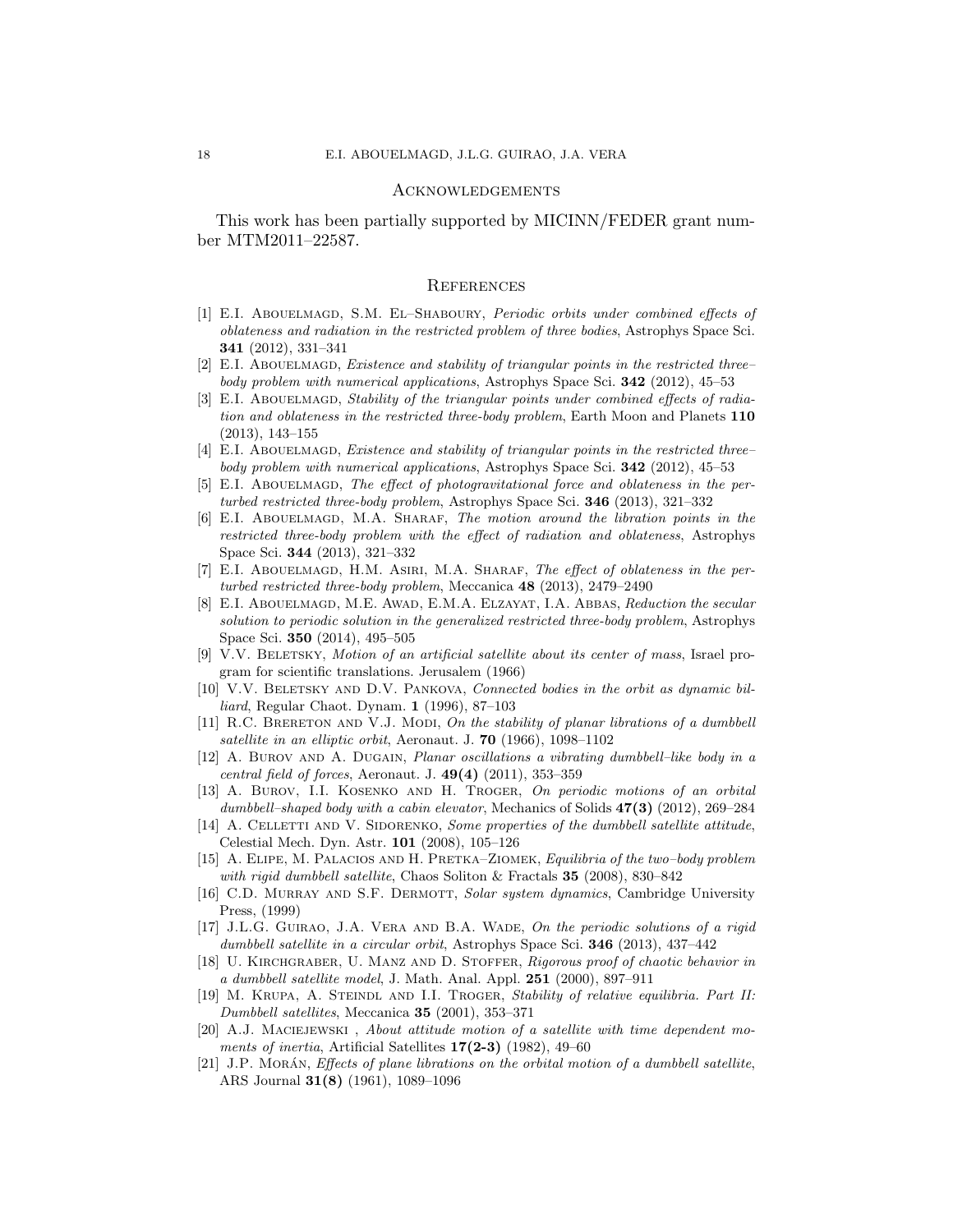## Acknowledgements

This work has been partially supported by MICINN/FEDER grant number MTM2011–22587.

## References

[1] E.I. Abouelmagd, S.M. El–Shaboury, *Periodic orbits under combined effects of oblateness and radiation in the restricted problem of three bodies*, Astrophys Space Sci. **341** (2012), 331–341

[2] E.I. Abouelmagd, *Existence and stability of triangular points in the restricted three–body problem with numerical applications*, Astrophys Space Sci. **342** (2012), 45–53

[3] E.I. Abouelmagd, *Stability of the triangular points under combined effects of radiation and oblateness in the restricted three-body problem*, Earth Moon and Planets **110** (2013), 143–155

[4] E.I. Abouelmagd, *Existence and stability of triangular points in the restricted three–body problem with numerical applications*, Astrophys Space Sci. **342** (2012), 45–53

[5] E.I. Abouelmagd, *The effect of photogravitational force and oblateness in the perturbed restricted three-body problem*, Astrophys Space Sci. **346** (2013), 321–332

[6] E.I. Abouelmagd, M.A. Sharaf, *The motion around the libration points in the restricted three-body problem with the effect of radiation and oblateness*, Astrophys Space Sci. **344** (2013), 321–332

[7] E.I. Abouelmagd, H.M. Asiri, M.A. Sharaf, *The effect of oblateness in the perturbed restricted three-body problem*, Meccanica **48** (2013), 2479–2490

[8] E.I. Abouelmagd, M.E. Awad, E.M.A. Elzayat, I.A. Abbas, *Reduction the secular solution to periodic solution in the generalized restricted three-body problem*, Astrophys Space Sci. **350** (2014), 495–505

[9] V.V. Beletsky, *Motion of an artificial satellite about its center of mass*, Israel program for scientific translations. Jerusalem (1966)

[10] V.V. Beletsky and D.V. Pankova, *Connected bodies in the orbit as dynamic billiard*, Regular Chaot. Dynam. **1** (1996), 87–103

[11] R.C. Brereton and V.J. Modi, *On the stability of planar librations of a dumbbell satellite in an elliptic orbit*, Aeronaut. J. **70** (1966), 1098–1102

[12] A. Burov and A. Dugain, *Planar oscillations a vibrating dumbbell–like body in a central field of forces*, Aeronaut. J. **49(4)** (2011), 353–359

[13] A. Burov, I.I. Kosenko and H. Troger, *On periodic motions of an orbital dumbbell–shaped body with a cabin elevator*, Mechanics of Solids **47(3)** (2012), 269–284

[14] A. Celletti and V. Sidorenko, *Some properties of the dumbbell satellite attitude*, Celestial Mech. Dyn. Astr. **101** (2008), 105–126

[15] A. Elipe, M. Palacios and H. Pretka–Ziomek, *Equilibria of the two–body problem with rigid dumbbell satellite*, Chaos Soliton & Fractals **35** (2008), 830–842

[16] C.D. Murray and S.F. Dermott, *Solar system dynamics*, Cambridge University Press, (1999)

[17] J.L.G. Guirao, J.A. Vera and B.A. Wade, *On the periodic solutions of a rigid dumbbell satellite in a circular orbit*, Astrophys Space Sci. **346** (2013), 437–442

[18] U. Kirchgraber, U. Manz and D. Stoffer, *Rigorous proof of chaotic behavior in a dumbbell satellite model*, J. Math. Anal. Appl. **251** (2000), 897–911

[19] M. Krupa, A. Steindl and I.I. Troger, *Stability of relative equilibria. Part II: Dumbbell satellites*, Meccanica **35** (2001), 353–371

[20] A.J. Maciejewski , *About attitude motion of a satellite with time dependent moments of inertia*, Artificial Satellites **17(2-3)** (1982), 49–60

[21] J.P. Morán, *Effects of plane librations on the orbital motion of a dumbbell satellite*, ARS Journal **31(8)** (1961), 1089–1096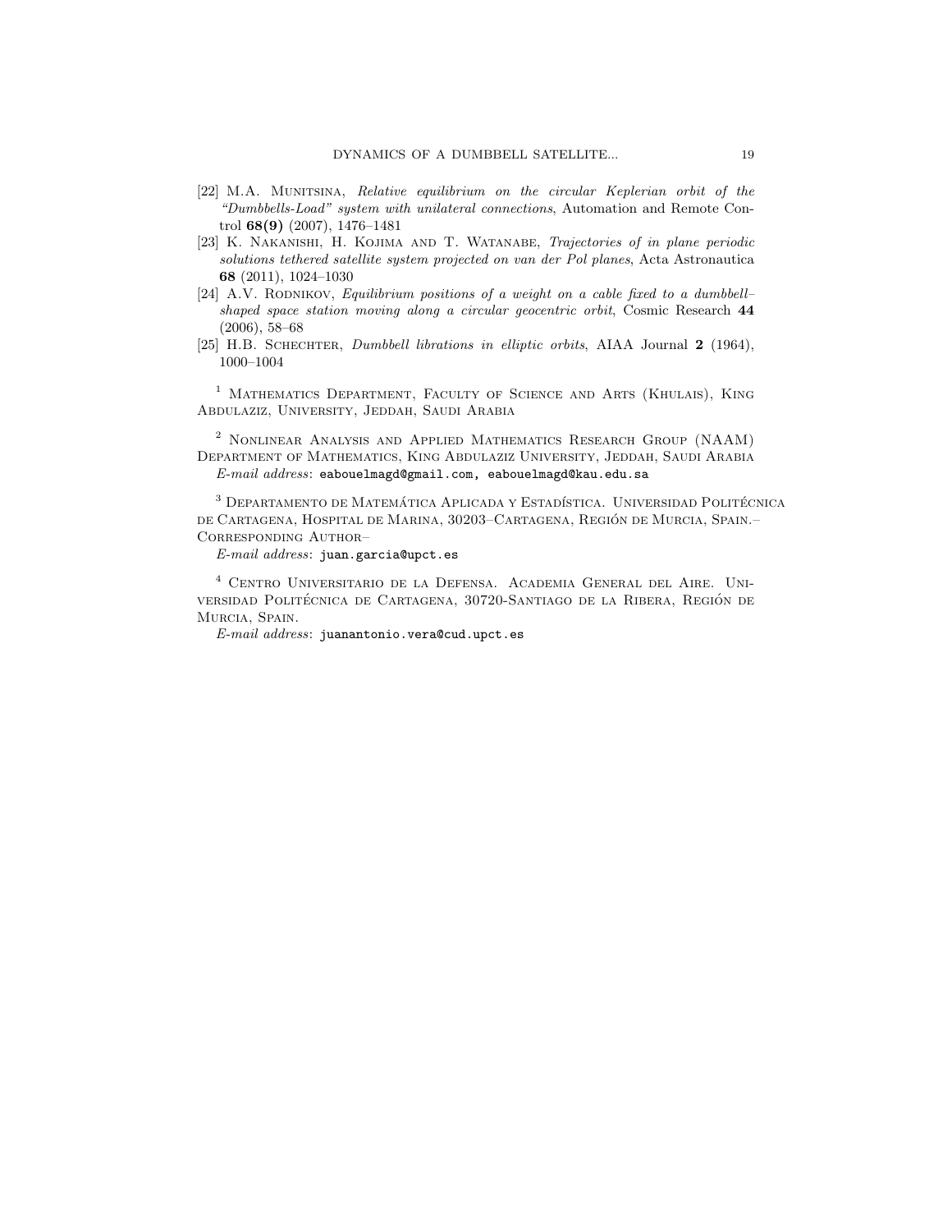[22] M.A. Munitsina, *Relative equilibrium on the circular Keplerian orbit of the "Dumbbells-Load" system with unilateral connections*, Automation and Remote Control **68(9)** (2007), 1476–1481

[23] K. Nakanishi, H. Kojima and T. Watanabe, *Trajectories of in plane periodic solutions tethered satellite system projected on van der Pol planes*, Acta Astronautica **68** (2011), 1024–1030

[24] A.V. Rodnikov, *Equilibrium positions of a weight on a cable fixed to a dumbbell–shaped space station moving along a circular geocentric orbit*, Cosmic Research **44** (2006), 58–68

[25] H.B. Schechter, *Dumbbell librations in elliptic orbits*, AIAA Journal **2** (1964), 1000–1004

[1] Mathematics Department, Faculty of Science and Arts (Khulais), King Abdulaziz, University, Jeddah, Saudi Arabia

[2] Nonlinear Analysis and Applied Mathematics Research Group (NAAM) Department of Mathematics, King Abdulaziz University, Jeddah, Saudi Arabia

*E-mail address*: eabouelmagd@gmail.com, eabouelmagd@kau.edu.sa

[3] Departamento de Matemática Aplicada y Estadística. Universidad Politécnica de Cartagena, Hospital de Marina, 30203–Cartagena, Región de Murcia, Spain.– Corresponding Author–

*E-mail address*: juan.garcia@upct.es

[4] Centro Universitario de la Defensa. Academia General del Aire. Universidad Politécnica de Cartagena, 30720-Santiago de la Ribera, Región de Murcia, Spain.

*E-mail address*: juanantonio.vera@cud.upct.es